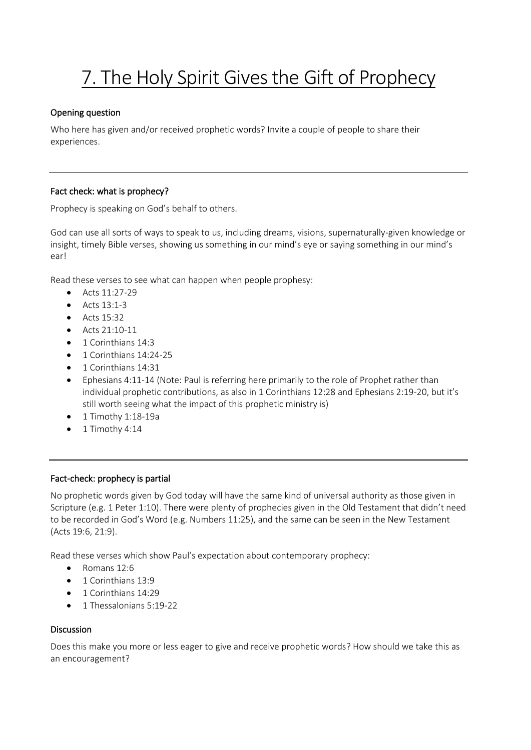# 7. The Holy Spirit Gives the Gift of Prophecy

## Opening question

Who here has given and/or received prophetic words? Invite a couple of people to share their experiences.

---

## Fact check: what is prophecy?

Prophecy is speaking on God's behalf to others.

God can use all sorts of ways to speak to us, including dreams, visions, supernaturally-given knowledge or insight, timely Bible verses, showing us something in our mind's eye or saying something in our mind's ear!

Read these verses to see what can happen when people prophesy:

- Acts 11:27-29
- Acts 13:1-3
- Acts 15:32
- Acts 21:10-11
- 1 Corinthians 14:3
- 1 Corinthians 14:24-25
- 1 Corinthians 14:31
- Ephesians 4:11-14 (Note: Paul is referring here primarily to the role of Prophet rather than individual prophetic contributions, as also in 1 Corinthians 12:28 and Ephesians 2:19-20, but it's still worth seeing what the impact of this prophetic ministry is)
- 1 Timothy 1:18-19a
- 1 Timothy 4:14

---

## Fact-check: prophecy is partial

No prophetic words given by God today will have the same kind of universal authority as those given in Scripture (e.g. 1 Peter 1:10). There were plenty of prophecies given in the Old Testament that didn't need to be recorded in God's Word (e.g. Numbers 11:25), and the same can be seen in the New Testament (Acts 19:6, 21:9).

Read these verses which show Paul's expectation about contemporary prophecy:

- Romans 12:6
- 1 Corinthians 13:9
- 1 Corinthians 14:29
- 1 Thessalonians 5:19-22

## Discussion

Does this make you more or less eager to give and receive prophetic words? How should we take this as an encouragement?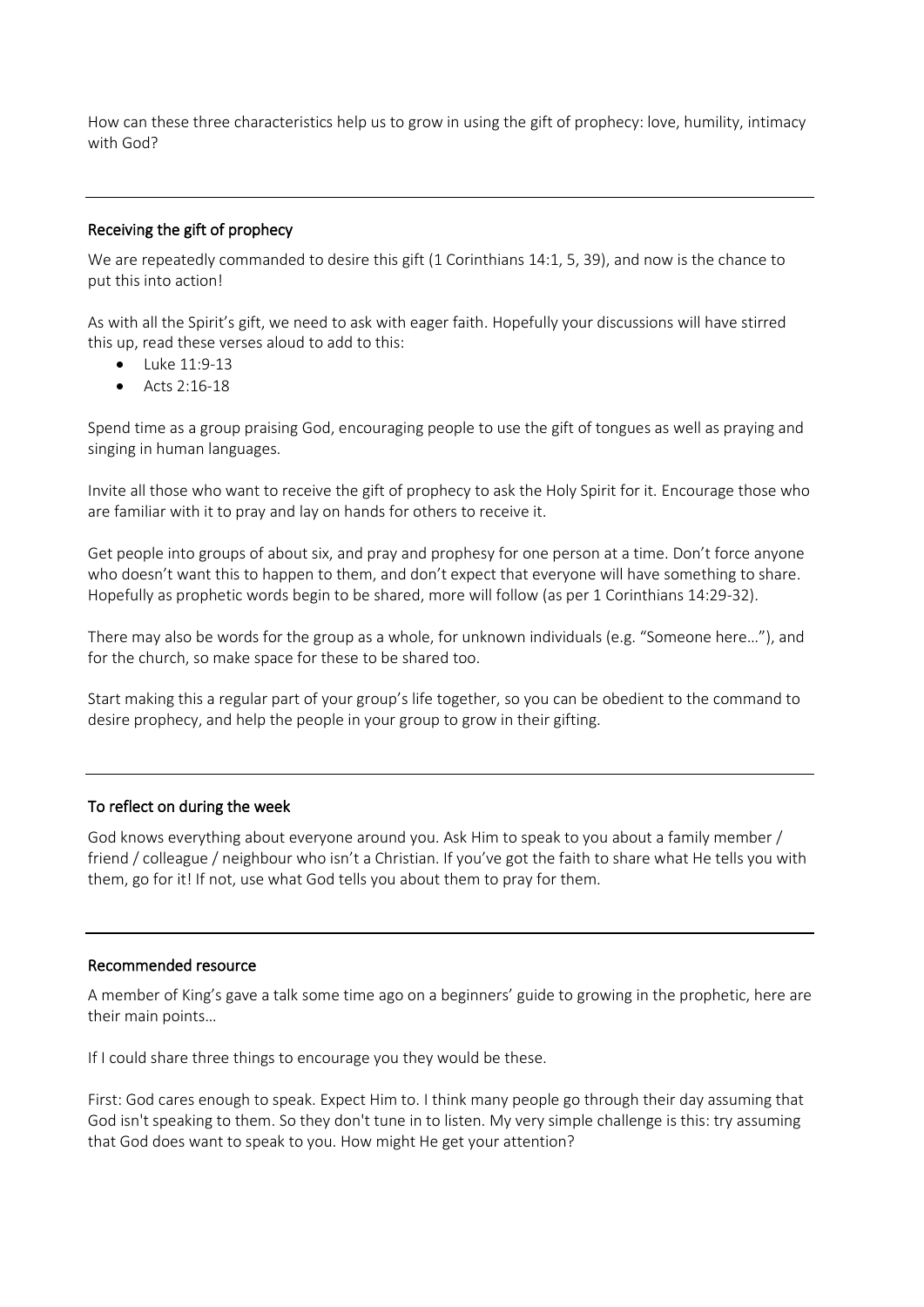How can these three characteristics help us to grow in using the gift of prophecy: love, humility, intimacy with God?

---

### Receiving the gift of prophecy

We are repeatedly commanded to desire this gift (1 Corinthians 14:1, 5, 39), and now is the chance to put this into action!

As with all the Spirit's gift, we need to ask with eager faith. Hopefully your discussions will have stirred this up, read these verses aloud to add to this:

- Luke 11:9-13
- Acts 2:16-18

Spend time as a group praising God, encouraging people to use the gift of tongues as well as praying and singing in human languages.

Invite all those who want to receive the gift of prophecy to ask the Holy Spirit for it. Encourage those who are familiar with it to pray and lay on hands for others to receive it.

Get people into groups of about six, and pray and prophesy for one person at a time. Don't force anyone who doesn't want this to happen to them, and don't expect that everyone will have something to share. Hopefully as prophetic words begin to be shared, more will follow (as per 1 Corinthians 14:29-32).

There may also be words for the group as a whole, for unknown individuals (e.g. "Someone here…"), and for the church, so make space for these to be shared too.

Start making this a regular part of your group's life together, so you can be obedient to the command to desire prophecy, and help the people in your group to grow in their gifting.

---

### To reflect on during the week

God knows everything about everyone around you. Ask Him to speak to you about a family member / friend / colleague / neighbour who isn't a Christian. If you've got the faith to share what He tells you with them, go for it! If not, use what God tells you about them to pray for them.

---

### Recommended resource

A member of King's gave a talk some time ago on a beginners' guide to growing in the prophetic, here are their main points…

If I could share three things to encourage you they would be these.

First: God cares enough to speak. Expect Him to. I think many people go through their day assuming that God isn't speaking to them. So they don't tune in to listen. My very simple challenge is this: try assuming that God does want to speak to you. How might He get your attention?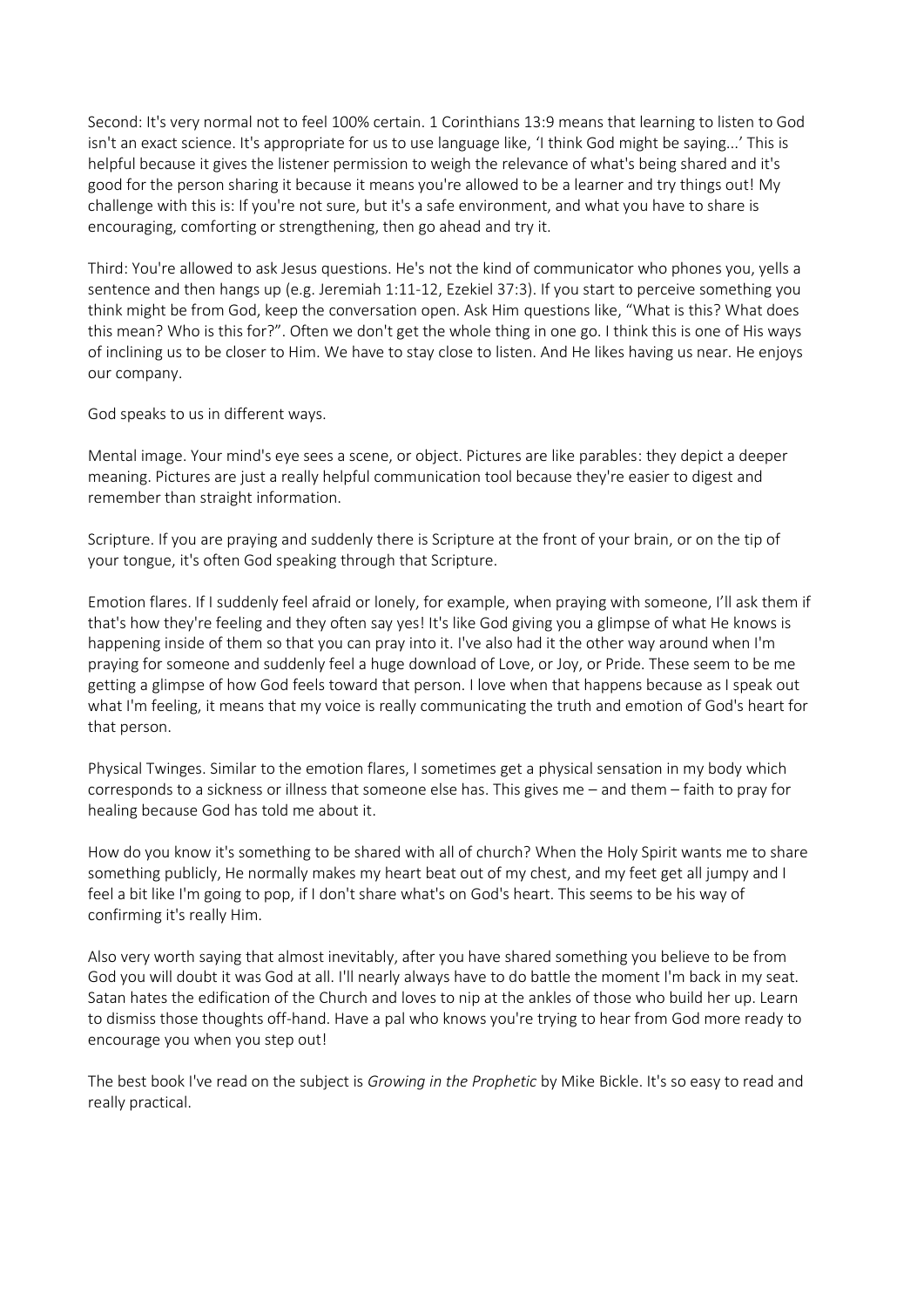Second: It's very normal not to feel 100% certain. 1 Corinthians 13:9 means that learning to listen to God isn't an exact science. It's appropriate for us to use language like, 'I think God might be saying...' This is helpful because it gives the listener permission to weigh the relevance of what's being shared and it's good for the person sharing it because it means you're allowed to be a learner and try things out! My challenge with this is: If you're not sure, but it's a safe environment, and what you have to share is encouraging, comforting or strengthening, then go ahead and try it.

Third: You're allowed to ask Jesus questions. He's not the kind of communicator who phones you, yells a sentence and then hangs up (e.g. Jeremiah 1:11-12, Ezekiel 37:3). If you start to perceive something you think might be from God, keep the conversation open. Ask Him questions like, "What is this? What does this mean? Who is this for?". Often we don't get the whole thing in one go. I think this is one of His ways of inclining us to be closer to Him. We have to stay close to listen. And He likes having us near. He enjoys our company.

God speaks to us in different ways.

Mental image. Your mind's eye sees a scene, or object. Pictures are like parables: they depict a deeper meaning. Pictures are just a really helpful communication tool because they're easier to digest and remember than straight information.

Scripture. If you are praying and suddenly there is Scripture at the front of your brain, or on the tip of your tongue, it's often God speaking through that Scripture.

Emotion flares. If I suddenly feel afraid or lonely, for example, when praying with someone, I'll ask them if that's how they're feeling and they often say yes! It's like God giving you a glimpse of what He knows is happening inside of them so that you can pray into it. I've also had it the other way around when I'm praying for someone and suddenly feel a huge download of Love, or Joy, or Pride. These seem to be me getting a glimpse of how God feels toward that person. I love when that happens because as I speak out what I'm feeling, it means that my voice is really communicating the truth and emotion of God's heart for that person.

Physical Twinges. Similar to the emotion flares, I sometimes get a physical sensation in my body which corresponds to a sickness or illness that someone else has. This gives me – and them – faith to pray for healing because God has told me about it.

How do you know it's something to be shared with all of church? When the Holy Spirit wants me to share something publicly, He normally makes my heart beat out of my chest, and my feet get all jumpy and I feel a bit like I'm going to pop, if I don't share what's on God's heart. This seems to be his way of confirming it's really Him.

Also very worth saying that almost inevitably, after you have shared something you believe to be from God you will doubt it was God at all. I'll nearly always have to do battle the moment I'm back in my seat. Satan hates the edification of the Church and loves to nip at the ankles of those who build her up. Learn to dismiss those thoughts off-hand. Have a pal who knows you're trying to hear from God more ready to encourage you when you step out!

The best book I've read on the subject is *Growing in the Prophetic* by Mike Bickle. It's so easy to read and really practical.